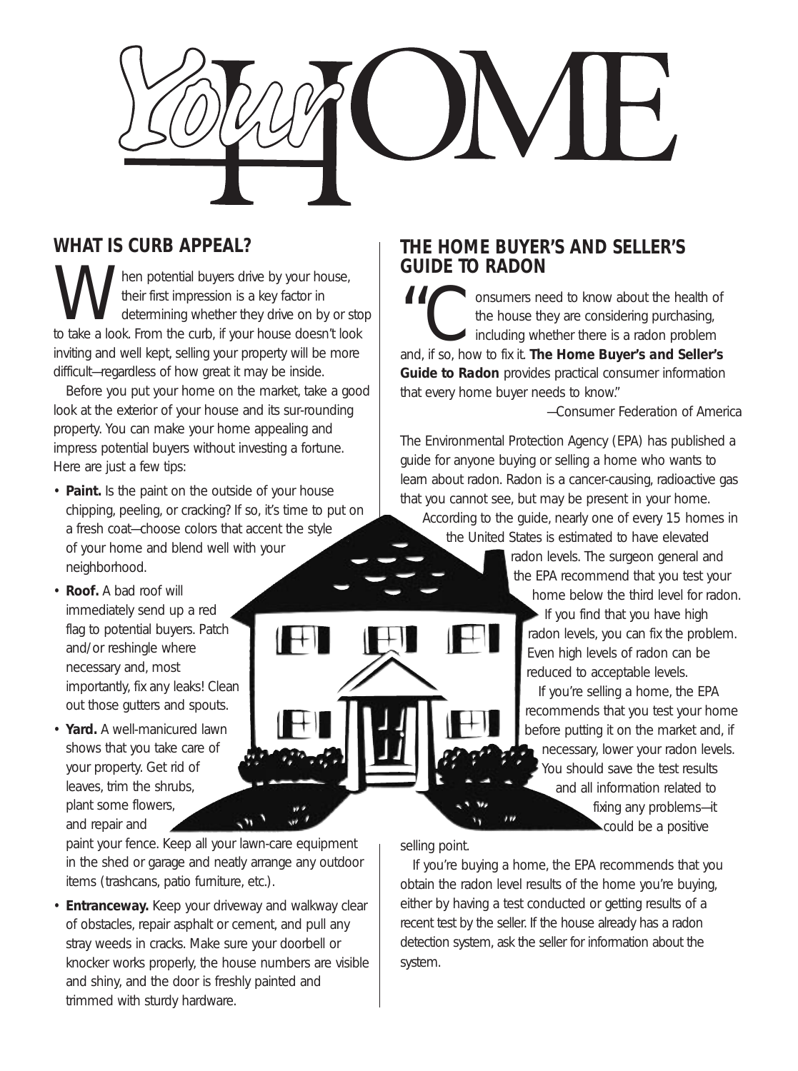# *Your* HOME

## WHAT IS CURB APPEAL?

When potential buyers drive by your house, their first impression is a key factor in determining whether they drive on by or stop to take a look. From the curb, if your house doesn't look inviting and well kept, selling your property will be more difficult—regardless of how great it may be inside.

Before you put your home on the market, take a good look at the exterior of your house and its sur-rounding property. You can make your home appealing and impress potential buyers without investing a fortune. Here are just a few tips:

- **Paint.** Is the paint on the outside of your house chipping, peeling, or cracking? If so, it's time to put on a fresh coat—choose colors that accent the style of your home and blend well with your neighborhood.
- **Roof.** A bad roof will immediately send up a red flag to potential buyers. Patch and/or reshingle where necessary and, most importantly, fix any leaks! Clean out those gutters and spouts.
- **Yard.** A well-manicured lawn shows that you take care of your property. Get rid of leaves, trim the shrubs, plant some flowers, and repair and paint your fence. Keep all your lawn-care equipment in the shed or garage and neatly arrange any outdoor items (trashcans, patio furniture, etc.).
- **Entranceway.** Keep your driveway and walkway clear of obstacles, repair asphalt or cement, and pull any stray weeds in cracks. Make sure your doorbell or knocker works properly, the house numbers are visible and shiny, and the door is freshly painted and trimmed with sturdy hardware.

## THE HOME BUYER'S AND SELLER'S GUIDE TO RADON

"Consumers need to know about the health of the house they are considering purchasing, including whether there is a radon problem and, if so, how to fix it. **The Home Buyer's and Seller's Guide to Radon** provides practical consumer information that every home buyer needs to know."

—Consumer Federation of America

The Environmental Protection Agency (EPA) has published a guide for anyone buying or selling a home who wants to learn about radon. Radon is a cancer-causing, radioactive gas that you cannot see, but may be present in your home.

According to the guide, nearly one of every 15 homes in the United States is estimated to have elevated radon levels. The surgeon general and the EPA recommend that you test your home below the third level for radon.

If you find that you have high radon levels, you can fix the problem. Even high levels of radon can be reduced to acceptable levels.

If you're selling a home, the EPA recommends that you test your home before putting it on the market and, if necessary, lower your radon levels. You should save the test results and all information related to fixing any problems—it could be a positive selling point.

If you're buying a home, the EPA recommends that you obtain the radon level results of the home you're buying, either by having a test conducted or getting results of a recent test by the seller. If the house already has a radon detection system, ask the seller for information about the system.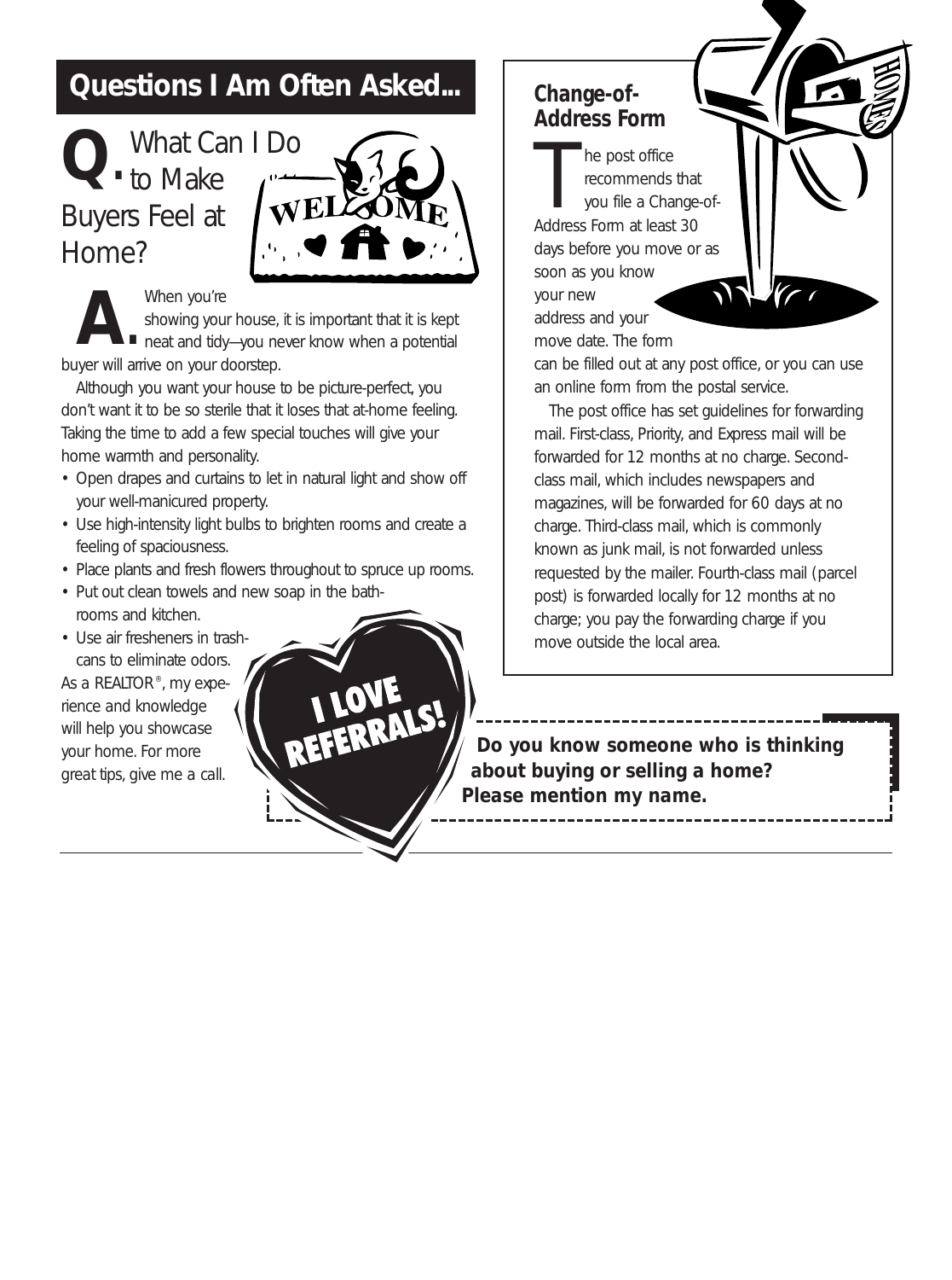## Questions I Am Often Asked...

### Q. What Can I Do to Make Buyers Feel at Home?

**A.** When you're showing your house, it is important that it is kept neat and tidy—you never know when a potential buyer will arrive on your doorstep.

Although you want your house to be picture-perfect, you don't want it to be so sterile that it loses that at-home feeling. Taking the time to add a few special touches will give your home warmth and personality.

- Open drapes and curtains to let in natural light and show off your well-manicured property.
- Use high-intensity light bulbs to brighten rooms and create a feeling of spaciousness.
- Place plants and fresh flowers throughout to spruce up rooms.
- Put out clean towels and new soap in the bathrooms and kitchen.
- Use air fresheners in trash-cans to eliminate odors.

*As a REALTOR®, my experience and knowledge will help you showcase your home. For more great tips, give me a call.*

### Change-of-Address Form

The post office recommends that you file a Change-of-Address Form at least 30 days before you move or as soon as you know your new address and your move date. The form can be filled out at any post office, or you can use an online form from the postal service.

The post office has set guidelines for forwarding mail. First-class, Priority, and Express mail will be forwarded for 12 months at no charge. Second-class mail, which includes newspapers and magazines, will be forwarded for 60 days at no charge. Third-class mail, which is commonly known as junk mail, is not forwarded unless requested by the mailer. Fourth-class mail (parcel post) is forwarded locally for 12 months at no charge; you pay the forwarding charge if you move outside the local area.

**I LOVE REFERRALS!**

**Do you know someone who is thinking about buying or selling a home? Please mention my name.**